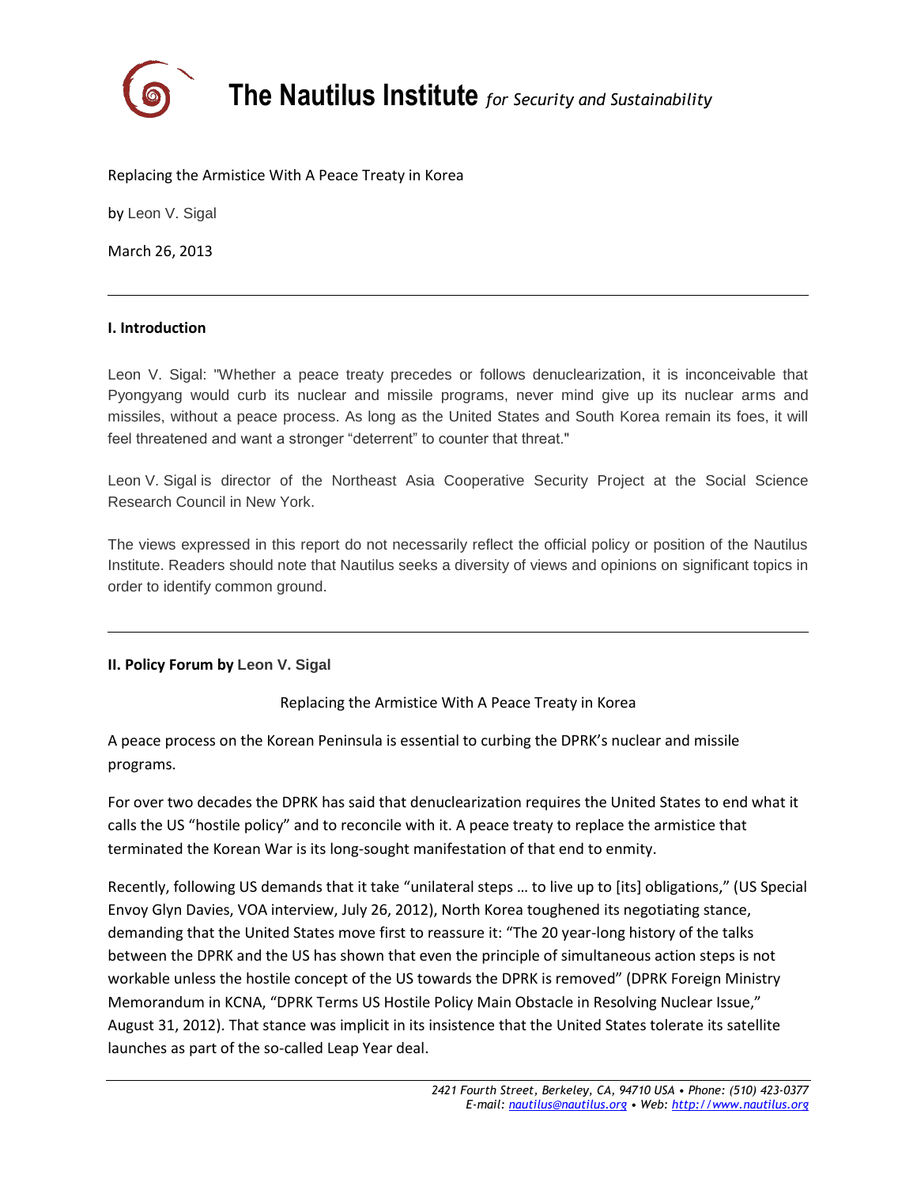# The Nautilus Institute *for Security and Sustainability*

Replacing the Armistice With A Peace Treaty in Korea

by Leon V. Sigal

March 26, 2013

---

## I. Introduction

Leon V. Sigal: "Whether a peace treaty precedes or follows denuclearization, it is inconceivable that Pyongyang would curb its nuclear and missile programs, never mind give up its nuclear arms and missiles, without a peace process. As long as the United States and South Korea remain its foes, it will feel threatened and want a stronger "deterrent" to counter that threat."

Leon V. Sigal is director of the Northeast Asia Cooperative Security Project at the Social Science Research Council in New York.

The views expressed in this report do not necessarily reflect the official policy or position of the Nautilus Institute. Readers should note that Nautilus seeks a diversity of views and opinions on significant topics in order to identify common ground.

---

## II. Policy Forum by Leon V. Sigal

Replacing the Armistice With A Peace Treaty in Korea

A peace process on the Korean Peninsula is essential to curbing the DPRK's nuclear and missile programs.

For over two decades the DPRK has said that denuclearization requires the United States to end what it calls the US "hostile policy" and to reconcile with it. A peace treaty to replace the armistice that terminated the Korean War is its long-sought manifestation of that end to enmity.

Recently, following US demands that it take "unilateral steps … to live up to [its] obligations," (US Special Envoy Glyn Davies, VOA interview, July 26, 2012), North Korea toughened its negotiating stance, demanding that the United States move first to reassure it: "The 20 year-long history of the talks between the DPRK and the US has shown that even the principle of simultaneous action steps is not workable unless the hostile concept of the US towards the DPRK is removed" (DPRK Foreign Ministry Memorandum in KCNA, "DPRK Terms US Hostile Policy Main Obstacle in Resolving Nuclear Issue," August 31, 2012). That stance was implicit in its insistence that the United States tolerate its satellite launches as part of the so-called Leap Year deal.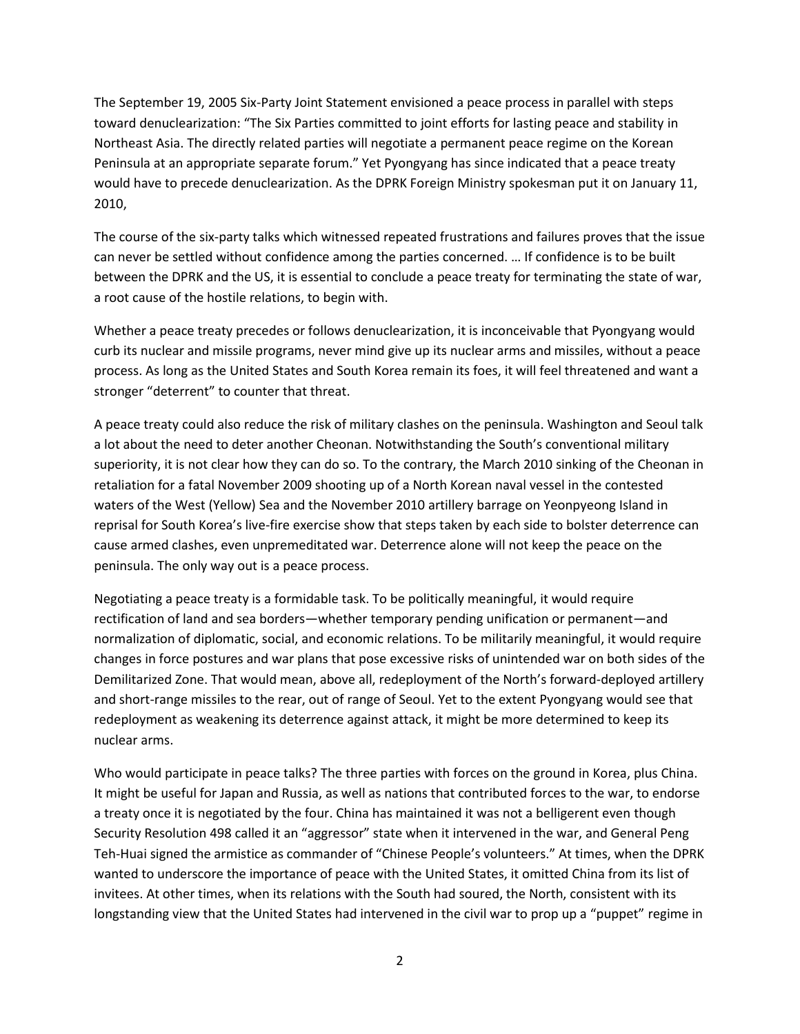The September 19, 2005 Six-Party Joint Statement envisioned a peace process in parallel with steps toward denuclearization: "The Six Parties committed to joint efforts for lasting peace and stability in Northeast Asia. The directly related parties will negotiate a permanent peace regime on the Korean Peninsula at an appropriate separate forum." Yet Pyongyang has since indicated that a peace treaty would have to precede denuclearization. As the DPRK Foreign Ministry spokesman put it on January 11, 2010,

The course of the six-party talks which witnessed repeated frustrations and failures proves that the issue can never be settled without confidence among the parties concerned. … If confidence is to be built between the DPRK and the US, it is essential to conclude a peace treaty for terminating the state of war, a root cause of the hostile relations, to begin with.

Whether a peace treaty precedes or follows denuclearization, it is inconceivable that Pyongyang would curb its nuclear and missile programs, never mind give up its nuclear arms and missiles, without a peace process. As long as the United States and South Korea remain its foes, it will feel threatened and want a stronger "deterrent" to counter that threat.

A peace treaty could also reduce the risk of military clashes on the peninsula. Washington and Seoul talk a lot about the need to deter another Cheonan. Notwithstanding the South's conventional military superiority, it is not clear how they can do so. To the contrary, the March 2010 sinking of the Cheonan in retaliation for a fatal November 2009 shooting up of a North Korean naval vessel in the contested waters of the West (Yellow) Sea and the November 2010 artillery barrage on Yeonpyeong Island in reprisal for South Korea's live-fire exercise show that steps taken by each side to bolster deterrence can cause armed clashes, even unpremeditated war. Deterrence alone will not keep the peace on the peninsula. The only way out is a peace process.

Negotiating a peace treaty is a formidable task. To be politically meaningful, it would require rectification of land and sea borders—whether temporary pending unification or permanent—and normalization of diplomatic, social, and economic relations. To be militarily meaningful, it would require changes in force postures and war plans that pose excessive risks of unintended war on both sides of the Demilitarized Zone. That would mean, above all, redeployment of the North's forward-deployed artillery and short-range missiles to the rear, out of range of Seoul. Yet to the extent Pyongyang would see that redeployment as weakening its deterrence against attack, it might be more determined to keep its nuclear arms.

Who would participate in peace talks? The three parties with forces on the ground in Korea, plus China. It might be useful for Japan and Russia, as well as nations that contributed forces to the war, to endorse a treaty once it is negotiated by the four. China has maintained it was not a belligerent even though Security Resolution 498 called it an "aggressor" state when it intervened in the war, and General Peng Teh-Huai signed the armistice as commander of "Chinese People's volunteers." At times, when the DPRK wanted to underscore the importance of peace with the United States, it omitted China from its list of invitees. At other times, when its relations with the South had soured, the North, consistent with its longstanding view that the United States had intervened in the civil war to prop up a "puppet" regime in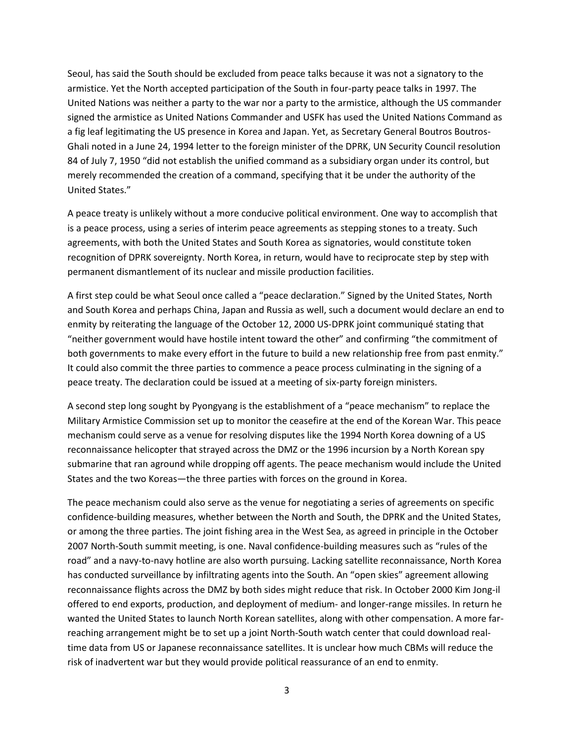Seoul, has said the South should be excluded from peace talks because it was not a signatory to the armistice. Yet the North accepted participation of the South in four-party peace talks in 1997. The United Nations was neither a party to the war nor a party to the armistice, although the US commander signed the armistice as United Nations Commander and USFK has used the United Nations Command as a fig leaf legitimating the US presence in Korea and Japan. Yet, as Secretary General Boutros Boutros-Ghali noted in a June 24, 1994 letter to the foreign minister of the DPRK, UN Security Council resolution 84 of July 7, 1950 "did not establish the unified command as a subsidiary organ under its control, but merely recommended the creation of a command, specifying that it be under the authority of the United States."

A peace treaty is unlikely without a more conducive political environment. One way to accomplish that is a peace process, using a series of interim peace agreements as stepping stones to a treaty. Such agreements, with both the United States and South Korea as signatories, would constitute token recognition of DPRK sovereignty. North Korea, in return, would have to reciprocate step by step with permanent dismantlement of its nuclear and missile production facilities.

A first step could be what Seoul once called a "peace declaration." Signed by the United States, North and South Korea and perhaps China, Japan and Russia as well, such a document would declare an end to enmity by reiterating the language of the October 12, 2000 US-DPRK joint communiqué stating that "neither government would have hostile intent toward the other" and confirming "the commitment of both governments to make every effort in the future to build a new relationship free from past enmity." It could also commit the three parties to commence a peace process culminating in the signing of a peace treaty. The declaration could be issued at a meeting of six-party foreign ministers.

A second step long sought by Pyongyang is the establishment of a "peace mechanism" to replace the Military Armistice Commission set up to monitor the ceasefire at the end of the Korean War. This peace mechanism could serve as a venue for resolving disputes like the 1994 North Korea downing of a US reconnaissance helicopter that strayed across the DMZ or the 1996 incursion by a North Korean spy submarine that ran aground while dropping off agents. The peace mechanism would include the United States and the two Koreas—the three parties with forces on the ground in Korea.

The peace mechanism could also serve as the venue for negotiating a series of agreements on specific confidence-building measures, whether between the North and South, the DPRK and the United States, or among the three parties. The joint fishing area in the West Sea, as agreed in principle in the October 2007 North-South summit meeting, is one. Naval confidence-building measures such as "rules of the road" and a navy-to-navy hotline are also worth pursuing. Lacking satellite reconnaissance, North Korea has conducted surveillance by infiltrating agents into the South. An "open skies" agreement allowing reconnaissance flights across the DMZ by both sides might reduce that risk. In October 2000 Kim Jong-il offered to end exports, production, and deployment of medium- and longer-range missiles. In return he wanted the United States to launch North Korean satellites, along with other compensation. A more far-reaching arrangement might be to set up a joint North-South watch center that could download real-time data from US or Japanese reconnaissance satellites. It is unclear how much CBMs will reduce the risk of inadvertent war but they would provide political reassurance of an end to enmity.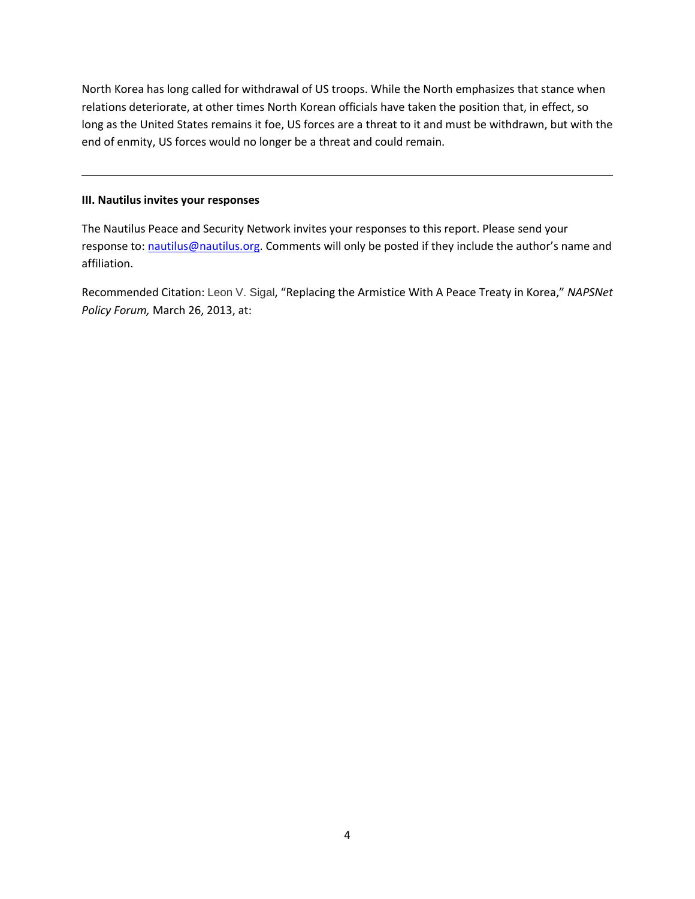North Korea has long called for withdrawal of US troops. While the North emphasizes that stance when relations deteriorate, at other times North Korean officials have taken the position that, in effect, so long as the United States remains it foe, US forces are a threat to it and must be withdrawn, but with the end of enmity, US forces would no longer be a threat and could remain.

---

**III. Nautilus invites your responses**

The Nautilus Peace and Security Network invites your responses to this report. Please send your response to: nautilus@nautilus.org. Comments will only be posted if they include the author's name and affiliation.

Recommended Citation: Leon V. Sigal, "Replacing the Armistice With A Peace Treaty in Korea," *NAPSNet Policy Forum,* March 26, 2013, at: